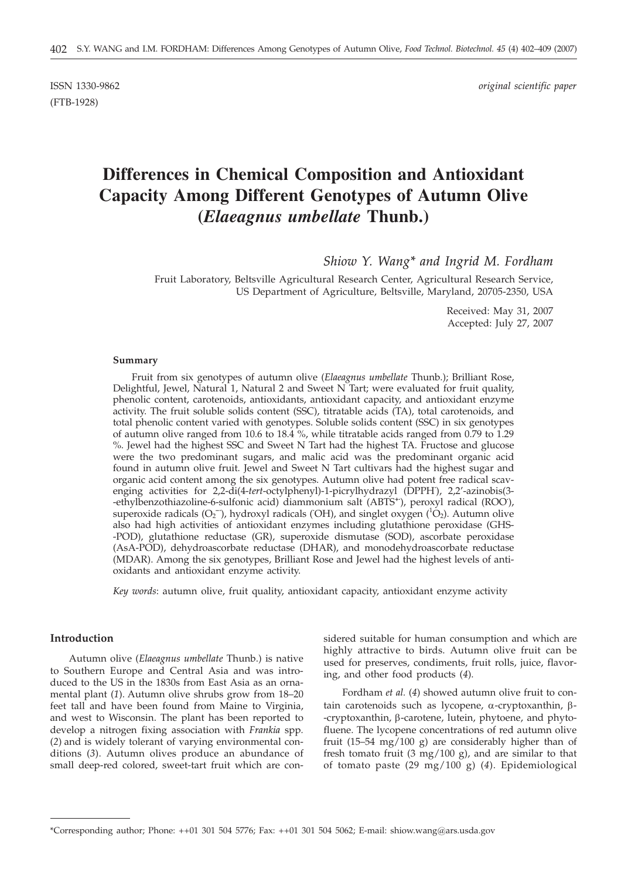ISSN 1330-9862 *original scientific paper*

(FTB-1928)

# Differences in Chemical Composition and Antioxidant Capacity Among Different Genotypes of Autumn Olive (*Elaeagnus umbellate* Thunb.)

*Shiow Y. Wang\* and Ingrid M. Fordham*

Fruit Laboratory, Beltsville Agricultural Research Center, Agricultural Research Service, US Department of Agriculture, Beltsville, Maryland, 20705-2350, USA

Received: May 31, 2007
Accepted: July 27, 2007

#### Summary

Fruit from six genotypes of autumn olive (*Elaeagnus umbellate* Thunb.); Brilliant Rose, Delightful, Jewel, Natural 1, Natural 2 and Sweet N Tart; were evaluated for fruit quality, phenolic content, carotenoids, antioxidants, antioxidant capacity, and antioxidant enzyme activity. The fruit soluble solids content (SSC), titratable acids (TA), total carotenoids, and total phenolic content varied with genotypes. Soluble solids content (SSC) in six genotypes of autumn olive ranged from 10.6 to 18.4 %, while titratable acids ranged from 0.79 to 1.29 %. Jewel had the highest SSC and Sweet N Tart had the highest TA. Fructose and glucose were the two predominant sugars, and malic acid was the predominant organic acid found in autumn olive fruit. Jewel and Sweet N Tart cultivars had the highest sugar and organic acid content among the six genotypes. Autumn olive had potent free radical scavenging activities for 2,2-di(4-*tert*-octylphenyl)-1-picrylhydrazyl (DPPH$^{\cdot}$), 2,2'-azinobis(3--ethylbenzothiazoline-6-sulfonic acid) diammonium salt (ABTS$^{\cdot+}$), peroxyl radical (ROO$^{\cdot}$), superoxide radicals ($O_2^{\cdot-}$), hydroxyl radicals ($^{\cdot}OH$), and singlet oxygen ($^1O_2$). Autumn olive also had high activities of antioxidant enzymes including glutathione peroxidase (GHS--POD), glutathione reductase (GR), superoxide dismutase (SOD), ascorbate peroxidase (AsA-POD), dehydroascorbate reductase (DHAR), and monodehydroascorbate reductase (MDAR). Among the six genotypes, Brilliant Rose and Jewel had the highest levels of antioxidants and antioxidant enzyme activity.

*Key words*: autumn olive, fruit quality, antioxidant capacity, antioxidant enzyme activity

#### Introduction

Autumn olive (*Elaeagnus umbellate* Thunb.) is native to Southern Europe and Central Asia and was introduced to the US in the 1830s from East Asia as an ornamental plant (*1*). Autumn olive shrubs grow from 18–20 feet tall and have been found from Maine to Virginia, and west to Wisconsin. The plant has been reported to develop a nitrogen fixing association with *Frankia* spp. (*2*) and is widely tolerant of varying environmental conditions (*3*). Autumn olives produce an abundance of small deep-red colored, sweet-tart fruit which are considered suitable for human consumption and which are highly attractive to birds. Autumn olive fruit can be used for preserves, condiments, fruit rolls, juice, flavoring, and other food products (*4*).

Fordham *et al.* (*4*) showed autumn olive fruit to contain carotenoids such as lycopene, α-cryptoxanthin, β--cryptoxanthin, β-carotene, lutein, phytoene, and phytofluene. The lycopene concentrations of red autumn olive fruit (15–54 mg/100 g) are considerably higher than of fresh tomato fruit (3 mg/100 g), and are similar to that of tomato paste (29 mg/100 g) (*4*). Epidemiological

\*Corresponding author; Phone: ++01 301 504 5776; Fax: ++01 301 504 5062; E-mail: shiow.wang@ars.usda.gov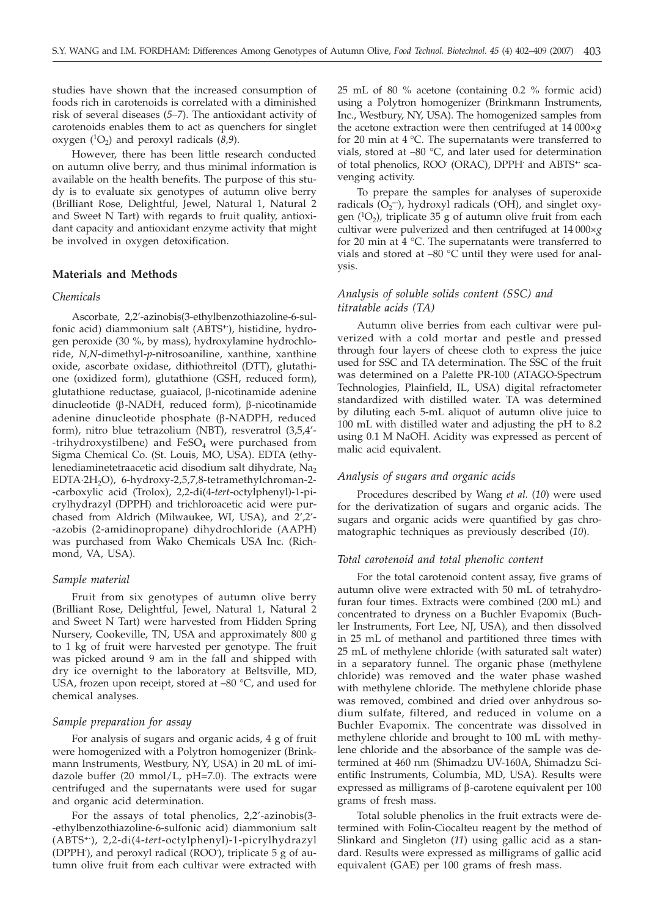studies have shown that the increased consumption of foods rich in carotenoids is correlated with a diminished risk of several diseases (*5–7*). The antioxidant activity of carotenoids enables them to act as quenchers for singlet oxygen ($^1O_2$) and peroxyl radicals (*8,9*).

However, there has been little research conducted on autumn olive berry, and thus minimal information is available on the health benefits. The purpose of this study is to evaluate six genotypes of autumn olive berry (Brilliant Rose, Delightful, Jewel, Natural 1, Natural 2 and Sweet N Tart) with regards to fruit quality, antioxidant capacity and antioxidant enzyme activity that might be involved in oxygen detoxification.

## Materials and Methods

### *Chemicals*

Ascorbate, 2,2'-azinobis(3-ethylbenzothiazoline-6-sulfonic acid) diammonium salt ($ABTS^{+\cdot}$), histidine, hydrogen peroxide (30 %, by mass), hydroxylamine hydrochloride, *N,N*-dimethyl-*p*-nitrosoaniline, xanthine, xanthine oxide, ascorbate oxidase, dithiothreitol (DTT), glutathione (oxidized form), glutathione (GSH, reduced form), glutathione reductase, guaiacol, β-nicotinamide adenine dinucleotide (β-NADH, reduced form), β-nicotinamide adenine dinucleotide phosphate (β-NADPH, reduced form), nitro blue tetrazolium (NBT), resveratrol (3,5,4'-trihydroxystilbene) and $FeSO_4$ were purchased from Sigma Chemical Co. (St. Louis, MO, USA). EDTA (ethylenediaminetetraacetic acid disodium salt dihydrate, $Na_2$ $EDTA{\cdot}2H_2O$), 6-hydroxy-2,5,7,8-tetramethylchroman-2-carboxylic acid (Trolox), 2,2-di(4-*tert*-octylphenyl)-1-picrylhydrazyl (DPPH) and trichloroacetic acid were purchased from Aldrich (Milwaukee, WI, USA), and 2',2'-azobis (2-amidinopropane) dihydrochloride (AAPH) was purchased from Wako Chemicals USA Inc. (Richmond, VA, USA).

### *Sample material*

Fruit from six genotypes of autumn olive berry (Brilliant Rose, Delightful, Jewel, Natural 1, Natural 2 and Sweet N Tart) were harvested from Hidden Spring Nursery, Cookeville, TN, USA and approximately 800 g to 1 kg of fruit were harvested per genotype. The fruit was picked around 9 am in the fall and shipped with dry ice overnight to the laboratory at Beltsville, MD, USA, frozen upon receipt, stored at –80 °C, and used for chemical analyses.

### *Sample preparation for assay*

For analysis of sugars and organic acids, 4 g of fruit were homogenized with a Polytron homogenizer (Brinkmann Instruments, Westbury, NY, USA) in 20 mL of imidazole buffer (20 mmol/L, pH=7.0). The extracts were centrifuged and the supernatants were used for sugar and organic acid determination.

For the assays of total phenolics, 2,2'-azinobis(3-ethylbenzothiazoline-6-sulfonic acid) diammonium salt ($ABTS^{+\cdot}$), 2,2-di(4-*tert*-octylphenyl)-1-picrylhydrazyl ($DPPH^{\cdot}$), and peroxyl radical ($ROO^{\cdot}$), triplicate 5 g of autumn olive fruit from each cultivar were extracted with 25 mL of 80 % acetone (containing 0.2 % formic acid) using a Polytron homogenizer (Brinkmann Instruments, Inc., Westbury, NY, USA). The homogenized samples from the acetone extraction were then centrifuged at 14 000×*g* for 20 min at 4 °C. The supernatants were transferred to vials, stored at –80 °C, and later used for determination of total phenolics, $ROO^{\cdot}$ (ORAC), $DPPH^{\cdot}$ and $ABTS^{+\cdot}$ scavenging activity.

To prepare the samples for analyses of superoxide radicals ($O_2^{\cdot-}$), hydroxyl radicals ($^{\cdot}OH$), and singlet oxygen ($^1O_2$), triplicate 35 g of autumn olive fruit from each cultivar were pulverized and then centrifuged at 14 000×*g* for 20 min at 4 °C. The supernatants were transferred to vials and stored at –80 °C until they were used for analysis.

### *Analysis of soluble solids content (SSC) and titratable acids (TA)*

Autumn olive berries from each cultivar were pulverized with a cold mortar and pestle and pressed through four layers of cheese cloth to express the juice used for SSC and TA determination. The SSC of the fruit was determined on a Palette PR-100 (ATAGO-Spectrum Technologies, Plainfield, IL, USA) digital refractometer standardized with distilled water. TA was determined by diluting each 5-mL aliquot of autumn olive juice to 100 mL with distilled water and adjusting the pH to 8.2 using 0.1 M NaOH. Acidity was expressed as percent of malic acid equivalent.

### *Analysis of sugars and organic acids*

Procedures described by Wang *et al.* (*10*) were used for the derivatization of sugars and organic acids. The sugars and organic acids were quantified by gas chromatographic techniques as previously described (*10*).

### *Total carotenoid and total phenolic content*

For the total carotenoid content assay, five grams of autumn olive were extracted with 50 mL of tetrahydrofuran four times. Extracts were combined (200 mL) and concentrated to dryness on a Buchler Evapomix (Buchler Instruments, Fort Lee, NJ, USA), and then dissolved in 25 mL of methanol and partitioned three times with 25 mL of methylene chloride (with saturated salt water) in a separatory funnel. The organic phase (methylene chloride) was removed and the water phase washed with methylene chloride. The methylene chloride phase was removed, combined and dried over anhydrous sodium sulfate, filtered, and reduced in volume on a Buchler Evapomix. The concentrate was dissolved in methylene chloride and brought to 100 mL with methylene chloride and the absorbance of the sample was determined at 460 nm (Shimadzu UV-160A, Shimadzu Scientific Instruments, Columbia, MD, USA). Results were expressed as milligrams of β-carotene equivalent per 100 grams of fresh mass.

Total soluble phenolics in the fruit extracts were determined with Folin-Ciocalteu reagent by the method of Slinkard and Singleton (*11*) using gallic acid as a standard. Results were expressed as milligrams of gallic acid equivalent (GAE) per 100 grams of fresh mass.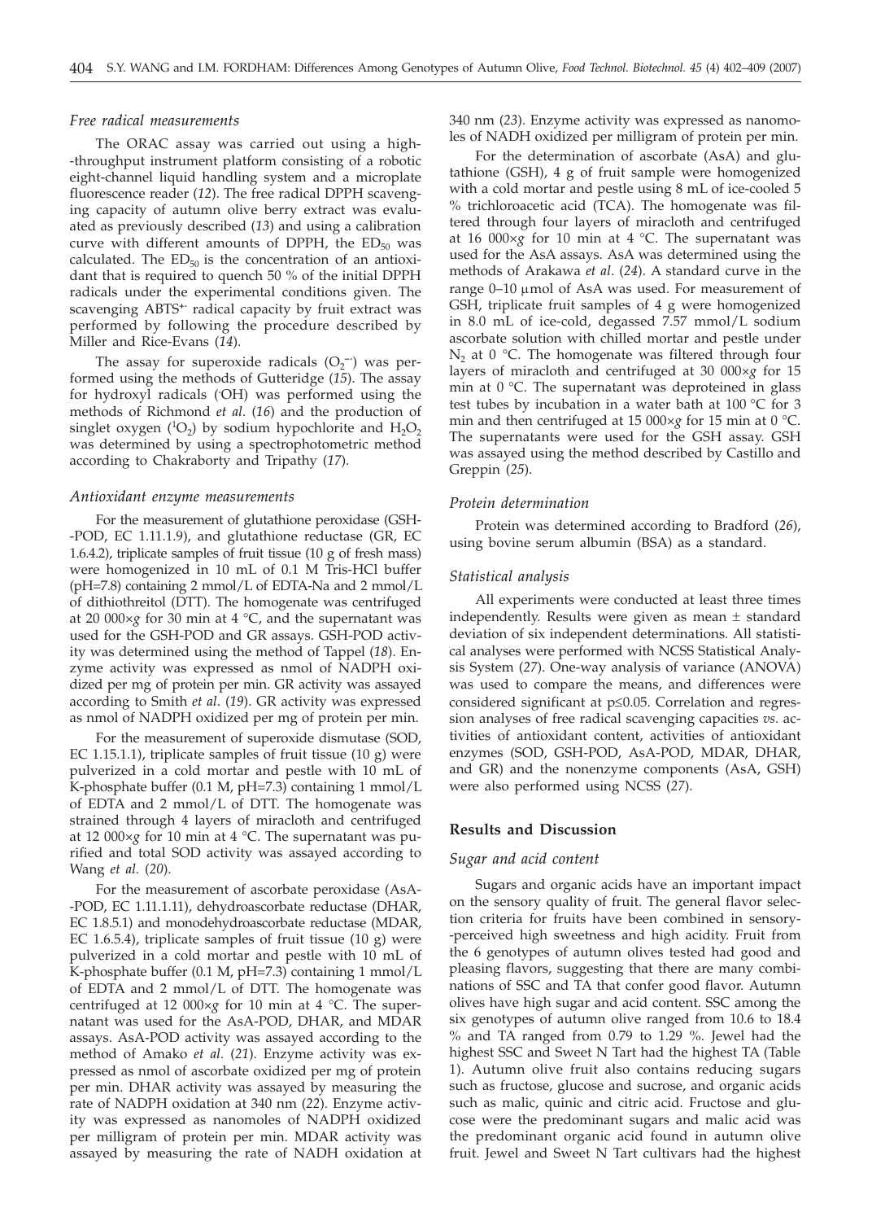*Free radical measurements*

The ORAC assay was carried out using a high-throughput instrument platform consisting of a robotic eight-channel liquid handling system and a microplate fluorescence reader (*12*). The free radical DPPH scavenging capacity of autumn olive berry extract was evaluated as previously described (*13*) and using a calibration curve with different amounts of DPPH, the $ED_{50}$ was calculated. The $ED_{50}$ is the concentration of an antioxidant that is required to quench 50 % of the initial DPPH radicals under the experimental conditions given. The scavenging $ABTS^{+\cdot}$ radical capacity by fruit extract was performed by following the procedure described by Miller and Rice-Evans (*14*).

The assay for superoxide radicals ($O_2^{-\cdot}$) was performed using the methods of Gutteridge (*15*). The assay for hydroxyl radicals ($^{\cdot}OH$) was performed using the methods of Richmond *et al*. (*16*) and the production of singlet oxygen ($^1O_2$) by sodium hypochlorite and $H_2O_2$ was determined by using a spectrophotometric method according to Chakraborty and Tripathy (*17*).

*Antioxidant enzyme measurements*

For the measurement of glutathione peroxidase (GSH-POD, EC 1.11.1.9), and glutathione reductase (GR, EC 1.6.4.2), triplicate samples of fruit tissue (10 g of fresh mass) were homogenized in 10 mL of 0.1 M Tris-HCl buffer (pH=7.8) containing 2 mmol/L of EDTA-Na and 2 mmol/L of dithiothreitol (DTT). The homogenate was centrifuged at 20 000×*g* for 30 min at 4 °C, and the supernatant was used for the GSH-POD and GR assays. GSH-POD activity was determined using the method of Tappel (*18*). Enzyme activity was expressed as nmol of NADPH oxidized per mg of protein per min. GR activity was assayed according to Smith *et al*. (*19*). GR activity was expressed as nmol of NADPH oxidized per mg of protein per min.

For the measurement of superoxide dismutase (SOD, EC 1.15.1.1), triplicate samples of fruit tissue (10 g) were pulverized in a cold mortar and pestle with 10 mL of K-phosphate buffer (0.1 M, pH=7.3) containing 1 mmol/L of EDTA and 2 mmol/L of DTT. The homogenate was strained through 4 layers of miracloth and centrifuged at 12 000×*g* for 10 min at 4 °C. The supernatant was purified and total SOD activity was assayed according to Wang *et al*. (*20*).

For the measurement of ascorbate peroxidase (AsA-POD, EC 1.11.1.11), dehydroascorbate reductase (DHAR, EC 1.8.5.1) and monodehydroascorbate reductase (MDAR, EC 1.6.5.4), triplicate samples of fruit tissue (10 g) were pulverized in a cold mortar and pestle with 10 mL of K-phosphate buffer (0.1 M, pH=7.3) containing 1 mmol/L of EDTA and 2 mmol/L of DTT. The homogenate was centrifuged at 12 000×*g* for 10 min at 4 °C. The supernatant was used for the AsA-POD, DHAR, and MDAR assays. AsA-POD activity was assayed according to the method of Amako *et al*. (*21*). Enzyme activity was expressed as nmol of ascorbate oxidized per mg of protein per min. DHAR activity was assayed by measuring the rate of NADPH oxidation at 340 nm (*22*). Enzyme activity was expressed as nanomoles of NADPH oxidized per milligram of protein per min. MDAR activity was assayed by measuring the rate of NADH oxidation at 340 nm (*23*). Enzyme activity was expressed as nanomoles of NADH oxidized per milligram of protein per min.

For the determination of ascorbate (AsA) and glutathione (GSH), 4 g of fruit sample were homogenized with a cold mortar and pestle using 8 mL of ice-cooled 5 % trichloroacetic acid (TCA). The homogenate was filtered through four layers of miracloth and centrifuged at 16 000×*g* for 10 min at 4 °C. The supernatant was used for the AsA assays. AsA was determined using the methods of Arakawa *et al*. (*24*). A standard curve in the range 0–10 μmol of AsA was used. For measurement of GSH, triplicate fruit samples of 4 g were homogenized in 8.0 mL of ice-cold, degassed 7.57 mmol/L sodium ascorbate solution with chilled mortar and pestle under $N_2$ at 0 °C. The homogenate was filtered through four layers of miracloth and centrifuged at 30 000×*g* for 15 min at 0 °C. The supernatant was deproteined in glass test tubes by incubation in a water bath at 100 °C for 3 min and then centrifuged at 15 000×*g* for 15 min at 0 °C. The supernatants were used for the GSH assay. GSH was assayed using the method described by Castillo and Greppin (*25*).

*Protein determination*

Protein was determined according to Bradford (*26*), using bovine serum albumin (BSA) as a standard.

*Statistical analysis*

All experiments were conducted at least three times independently. Results were given as mean ± standard deviation of six independent determinations. All statistical analyses were performed with NCSS Statistical Analysis System (*27*). One-way analysis of variance (ANOVA) was used to compare the means, and differences were considered significant at $p \le 0.05$. Correlation and regression analyses of free radical scavenging capacities *vs*. activities of antioxidant content, activities of antioxidant enzymes (SOD, GSH-POD, AsA-POD, MDAR, DHAR, and GR) and the nonenzyme components (AsA, GSH) were also performed using NCSS (*27*).

## Results and Discussion

*Sugar and acid content*

Sugars and organic acids have an important impact on the sensory quality of fruit. The general flavor selection criteria for fruits have been combined in sensory-perceived high sweetness and high acidity. Fruit from the 6 genotypes of autumn olives tested had good and pleasing flavors, suggesting that there are many combinations of SSC and TA that confer good flavor. Autumn olives have high sugar and acid content. SSC among the six genotypes of autumn olive ranged from 10.6 to 18.4 % and TA ranged from 0.79 to 1.29 %. Jewel had the highest SSC and Sweet N Tart had the highest TA (Table 1). Autumn olive fruit also contains reducing sugars such as fructose, glucose and sucrose, and organic acids such as malic, quinic and citric acid. Fructose and glucose were the predominant sugars and malic acid was the predominant organic acid found in autumn olive fruit. Jewel and Sweet N Tart cultivars had the highest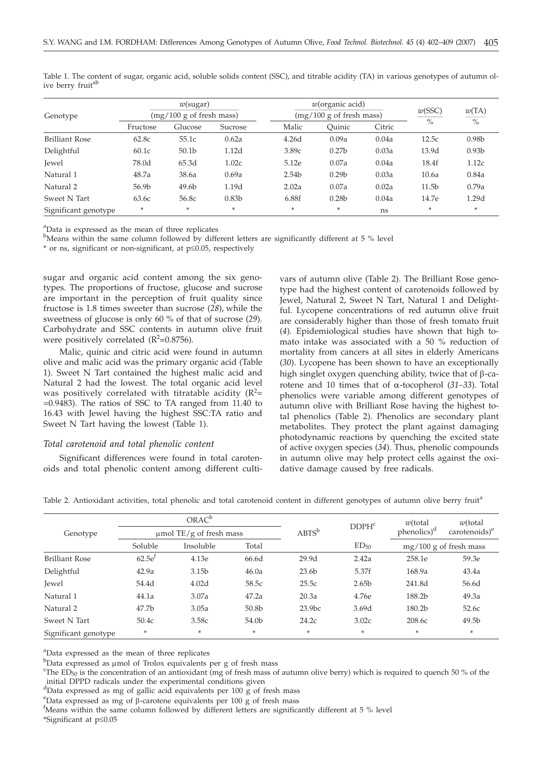Table 1. The content of sugar, organic acid, soluble solids content (SSC), and titrable acidity (TA) in various genotypes of autumn olive berry fruit[ab]

| Genotype | $w$(sugar) (mg/100 g of fresh mass) | | | $w$(organic acid) (mg/100 g of fresh mass) | | | $w$(SSC) | $w$(TA) |
|---|---|---|---|---|---|---|---|---|
| | Fructose | Glucose | Sucrose | Malic | Quinic | Citric | % | % |
| Brilliant Rose | 62.8c | 55.1c | 0.62a | 4.26d | 0.09a | 0.04a | 12.5c | 0.98b |
| Delightful | 60.1c | 50.1b | 1.12d | 3.89c | 0.27b | 0.03a | 13.9d | 0.93b |
| Jewel | 78.0d | 65.3d | 1.02c | 5.12e | 0.07a | 0.04a | 18.4f | 1.12c |
| Natural 1 | 48.7a | 38.6a | 0.69a | 2.54b | 0.29b | 0.03a | 10.6a | 0.84a |
| Natural 2 | 56.9b | 49.6b | 1.19d | 2.02a | 0.07a | 0.02a | 11.5b | 0.79a |
| Sweet N Tart | 63.6c | 56.8c | 0.83b | 6.88f | 0.28b | 0.04a | 14.7e | 1.29d |
| Significant genotype | * | * | * | * | * | ns | * | * |

[a]Data is expressed as the mean of three replicates

[b]Means within the same column followed by different letters are significantly different at 5 % level

* or ns, significant or non-significant, at $p \leq 0.05$, respectively

sugar and organic acid content among the six genotypes. The proportions of fructose, glucose and sucrose are important in the perception of fruit quality since fructose is 1.8 times sweeter than sucrose (*28*), while the sweetness of glucose is only 60 % of that of sucrose (*29*). Carbohydrate and SSC contents in autumn olive fruit were positively correlated ($R^2$=0.8756).

Malic, quinic and citric acid were found in autumn olive and malic acid was the primary organic acid (Table 1). Sweet N Tart contained the highest malic acid and Natural 2 had the lowest. The total organic acid level was positively correlated with titratable acidity ($R^2$= =0.9483). The ratios of SSC to TA ranged from 11.40 to 16.43 with Jewel having the highest SSC:TA ratio and Sweet N Tart having the lowest (Table 1).

### *Total carotenoid and total phenolic content*

Significant differences were found in total carotenoids and total phenolic content among different cultivars of autumn olive (Table 2). The Brilliant Rose genotype had the highest content of carotenoids followed by Jewel, Natural 2, Sweet N Tart, Natural 1 and Delightful. Lycopene concentrations of red autumn olive fruit are considerably higher than those of fresh tomato fruit (*4*). Epidemiological studies have shown that high tomato intake was associated with a 50 % reduction of mortality from cancers at all sites in elderly Americans (*30*). Lycopene has been shown to have an exceptionally high singlet oxygen quenching ability, twice that of β-carotene and 10 times that of α-tocopherol (*31–33*). Total phenolics were variable among different genotypes of autumn olive with Brilliant Rose having the highest total phenolics (Table 2). Phenolics are secondary plant metabolites. They protect the plant against damaging photodynamic reactions by quenching the excited state of active oxygen species (*34*). Thus, phenolic compounds in autumn olive may help protect cells against the oxidative damage caused by free radicals.

Table 2. Antioxidant activities, total phenolic and total carotenoid content in different genotypes of autumn olive berry fruit[a]

| Genotype | ORAC[b] μmol TE/g of fresh mass | | | ABTS[b] | DDPH[c] | $w$(total phenolics)[d] | $w$(total carotenoids)[e] |
|---|---|---|---|---|---|---|---|
| | Soluble | Insoluble | Total | | $ED_{50}$ | mg/100 g of fresh mass | |
| Brilliant Rose | 62.5e[f] | 4.13e | 66.6d | 29.9d | 2.42a | 258.1e | 59.3e |
| Delightful | 42.9a | 3.15b | 46.0a | 23.6b | 5.37f | 168.9a | 43.4a |
| Jewel | 54.4d | 4.02d | 58.5c | 25.5c | 2.65b | 241.8d | 56.6d |
| Natural 1 | 44.1a | 3.07a | 47.2a | 20.3a | 4.76e | 188.2b | 49.3a |
| Natural 2 | 47.7b | 3.05a | 50.8b | 23.9bc | 3.69d | 180.2b | 52.6c |
| Sweet N Tart | 50.4c | 3.58c | 54.0b | 24.2c | 3.02c | 208.6c | 49.5b |
| Significant genotype | * | * | * | * | * | * | * |

[a]Data expressed as the mean of three replicates

[b]Data expressed as μmol of Trolox equivalents per g of fresh mass

[c]The $ED_{50}$ is the concentration of an antioxidant (mg of fresh mass of autumn olive berry) which is required to quench 50 % of the initial DPPD radicals under the experimental conditions given

[d]Data expressed as mg of gallic acid equivalents per 100 g of fresh mass

[e]Data expressed as mg of β-carotene equivalents per 100 g of fresh mass

[f]Means within the same column followed by different letters are significantly different at 5 % level

*Significant at $p \leq 0.05$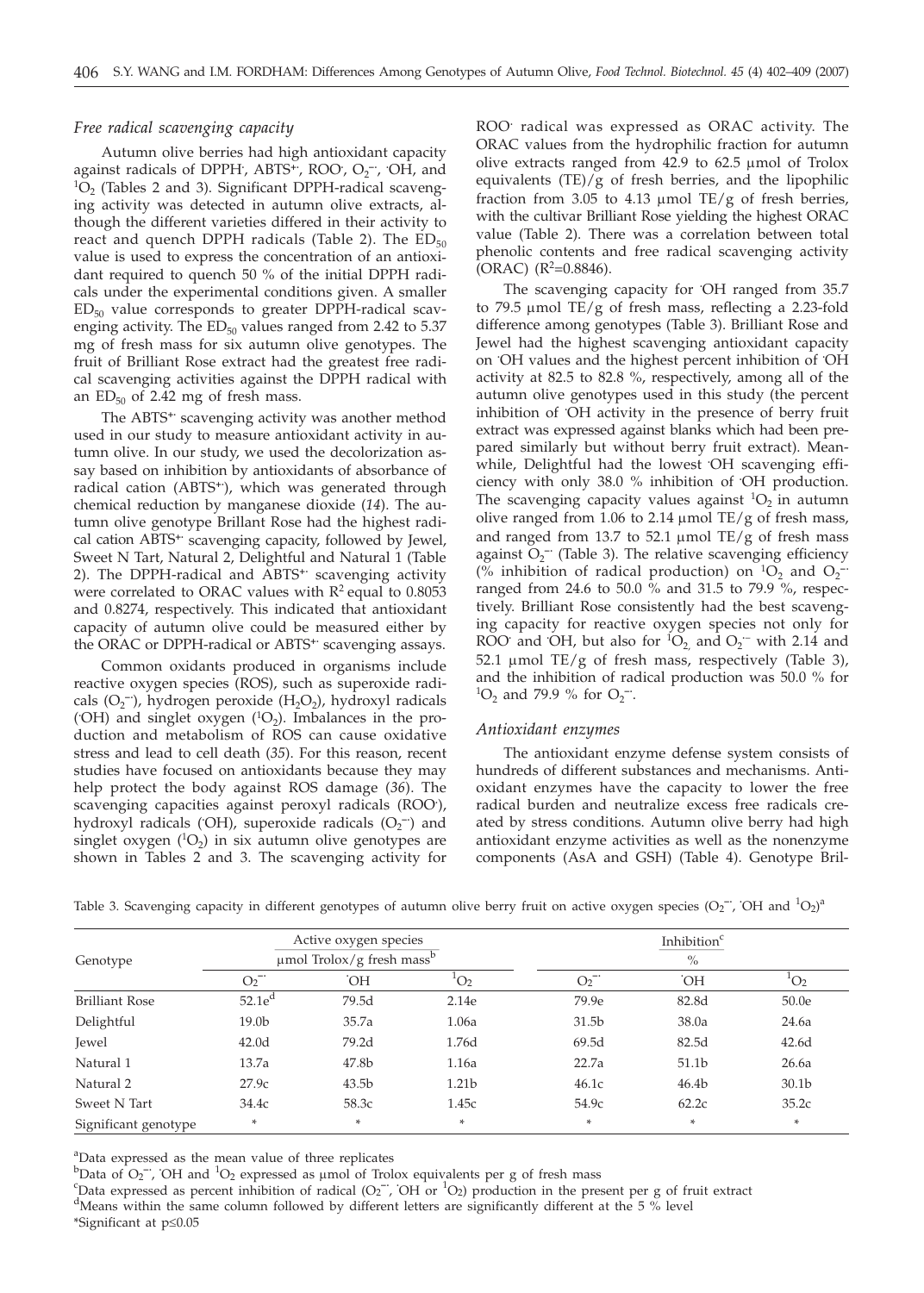### *Free radical scavenging capacity*

Autumn olive berries had high antioxidant capacity against radicals of DPPH$^{\cdot}$, ABTS$^{+\cdot}$, ROO$^{\cdot}$, $O_2^{\cdot-}$, $^{\cdot}OH$, and $^1O_2$ (Tables 2 and 3). Significant DPPH-radical scavenging activity was detected in autumn olive extracts, although the different varieties differed in their activity to react and quench DPPH radicals (Table 2). The $ED_{50}$ value is used to express the concentration of an antioxidant required to quench 50 % of the initial DPPH radicals under the experimental conditions given. A smaller $ED_{50}$ value corresponds to greater DPPH-radical scavenging activity. The $ED_{50}$ values ranged from 2.42 to 5.37 mg of fresh mass for six autumn olive genotypes. The fruit of Brilliant Rose extract had the greatest free radical scavenging activities against the DPPH radical with an $ED_{50}$ of 2.42 mg of fresh mass.

The ABTS$^{+\cdot}$ scavenging activity was another method used in our study to measure antioxidant activity in autumn olive. In our study, we used the decolorization assay based on inhibition by antioxidants of absorbance of radical cation (ABTS$^{+\cdot}$), which was generated through chemical reduction by manganese dioxide (*14*). The autumn olive genotype Brillant Rose had the highest radical cation ABTS$^{+\cdot}$ scavenging capacity, followed by Jewel, Sweet N Tart, Natural 2, Delightful and Natural 1 (Table 2). The DPPH-radical and ABTS$^{+\cdot}$ scavenging activity were correlated to ORAC values with $R^2$ equal to 0.8053 and 0.8274, respectively. This indicated that antioxidant capacity of autumn olive could be measured either by the ORAC or DPPH-radical or ABTS$^{+\cdot}$ scavenging assays.

Common oxidants produced in organisms include reactive oxygen species (ROS), such as superoxide radicals ($O_2^{\cdot-}$), hydrogen peroxide ($H_2O_2$), hydroxyl radicals ($^{\cdot}OH$) and singlet oxygen ($^1O_2$). Imbalances in the production and metabolism of ROS can cause oxidative stress and lead to cell death (*35*). For this reason, recent studies have focused on antioxidants because they may help protect the body against ROS damage (*36*). The scavenging capacities against peroxyl radicals (ROO$^{\cdot}$), hydroxyl radicals ($^{\cdot}OH$), superoxide radicals ($O_2^{\cdot-}$) and singlet oxygen ($^1O_2$) in six autumn olive genotypes are shown in Tables 2 and 3. The scavenging activity for ROO$^{\cdot}$ radical was expressed as ORAC activity. The ORAC values from the hydrophilic fraction for autumn olive extracts ranged from 42.9 to 62.5 μmol of Trolox equivalents (TE)/g of fresh berries, and the lipophilic fraction from 3.05 to 4.13 μmol TE/g of fresh berries, with the cultivar Brilliant Rose yielding the highest ORAC value (Table 2). There was a correlation between total phenolic contents and free radical scavenging activity (ORAC) ($R^2$=0.8846).

The scavenging capacity for $^{\cdot}OH$ ranged from 35.7 to 79.5 μmol TE/g of fresh mass, reflecting a 2.23-fold difference among genotypes (Table 3). Brilliant Rose and Jewel had the highest scavenging antioxidant capacity on $^{\cdot}OH$ values and the highest percent inhibition of $^{\cdot}OH$ activity at 82.5 to 82.8 %, respectively, among all of the autumn olive genotypes used in this study (the percent inhibition of $^{\cdot}OH$ activity in the presence of berry fruit extract was expressed against blanks which had been prepared similarly but without berry fruit extract). Meanwhile, Delightful had the lowest $^{\cdot}OH$ scavenging efficiency with only 38.0 % inhibition of $^{\cdot}OH$ production. The scavenging capacity values against $^1O_2$ in autumn olive ranged from 1.06 to 2.14 μmol TE/g of fresh mass, and ranged from 13.7 to 52.1 μmol TE/g of fresh mass against $O_2^{\cdot-}$ (Table 3). The relative scavenging efficiency (% inhibition of radical production) on $^1O_2$ and $O_2^{\cdot-}$ ranged from 24.6 to 50.0 % and 31.5 to 79.9 %, respectively. Brilliant Rose consistently had the best scavenging capacity for reactive oxygen species not only for ROO$^{\cdot}$ and $^{\cdot}OH$, but also for $^1O_2$ and $O_2^{\cdot-}$ with 2.14 and 52.1 μmol TE/g of fresh mass, respectively (Table 3), and the inhibition of radical production was 50.0 % for $^1O_2$ and 79.9 % for $O_2^{\cdot-}$.

### *Antioxidant enzymes*

The antioxidant enzyme defense system consists of hundreds of different substances and mechanisms. Antioxidant enzymes have the capacity to lower the free radical burden and neutralize excess free radicals created by stress conditions. Autumn olive berry had high antioxidant enzyme activities as well as the nonenzyme components (AsA and GSH) (Table 4). Genotype Bril-

Table 3. Scavenging capacity in different genotypes of autumn olive berry fruit on active oxygen species ($O_2^{\cdot-}$, $^{\cdot}OH$ and $^1O_2$)[a]

| Genotype | Active oxygen species μmol Trolox/g fresh mass[b] | | | Inhibition[c] % | | |
|---|---|---|---|---|---|---|
| | $O_2^{\cdot-}$ | $^{\cdot}OH$ | $^1O_2$ | $O_2^{\cdot-}$ | $^{\cdot}OH$ | $^1O_2$ |
| Brilliant Rose | 52.1e[d] | 79.5d | 2.14e | 79.9e | 82.8d | 50.0e |
| Delightful | 19.0b | 35.7a | 1.06a | 31.5b | 38.0a | 24.6a |
| Jewel | 42.0d | 79.2d | 1.76d | 69.5d | 82.5d | 42.6d |
| Natural 1 | 13.7a | 47.8b | 1.16a | 22.7a | 51.1b | 26.6a |
| Natural 2 | 27.9c | 43.5b | 1.21b | 46.1c | 46.4b | 30.1b |
| Sweet N Tart | 34.4c | 58.3c | 1.45c | 54.9c | 62.2c | 35.2c |
| Significant genotype | * | * | * | * | * | * |

[a]Data expressed as the mean value of three replicates

[b]Data of $O_2^{\cdot-}$, $^{\cdot}OH$ and $^1O_2$ expressed as μmol of Trolox equivalents per g of fresh mass

[c]Data expressed as percent inhibition of radical ($O_2^{\cdot-}$, $^{\cdot}OH$ or $^1O_2$) production in the present per g of fruit extract

[d]Means within the same column followed by different letters are significantly different at the 5 % level

*Significant at p≤0.05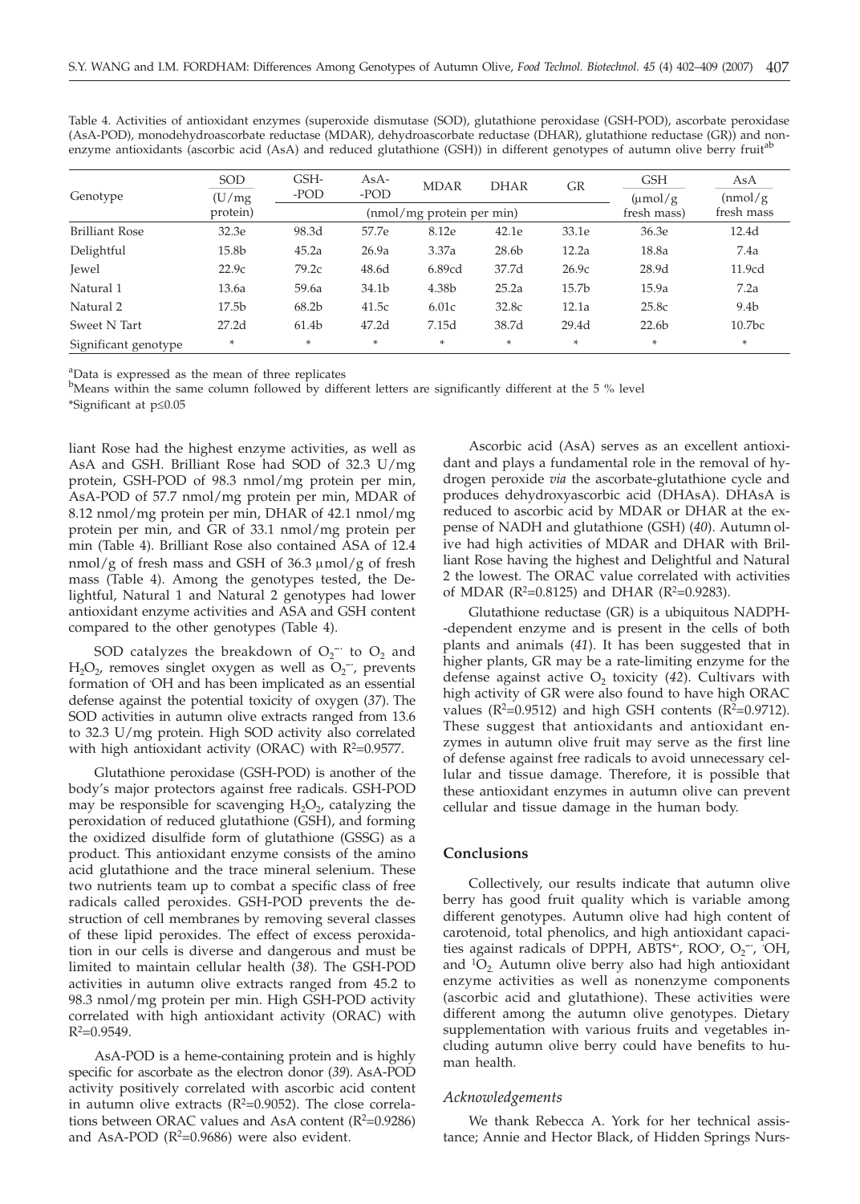Table 4. Activities of antioxidant enzymes (superoxide dismutase (SOD), glutathione peroxidase (GSH-POD), ascorbate peroxidase (AsA-POD), monodehydroascorbate reductase (MDAR), dehydroascorbate reductase (DHAR), glutathione reductase (GR)) and nonenzyme antioxidants (ascorbic acid (AsA) and reduced glutathione (GSH)) in different genotypes of autumn olive berry fruit[ab]

| Genotype | SOD (U/mg protein) | GSH-POD | AsA-POD | MDAR | DHAR | GR | GSH (μmol/g fresh mass) | AsA (nmol/g fresh mass) |
|---|---|---|---|---|---|---|---|---|
| | | (nmol/mg protein per min) | | | | | | |
| Brilliant Rose | 32.3e | 98.3d | 57.7e | 8.12e | 42.1e | 33.1e | 36.3e | 12.4d |
| Delightful | 15.8b | 45.2a | 26.9a | 3.37a | 28.6b | 12.2a | 18.8a | 7.4a |
| Jewel | 22.9c | 79.2c | 48.6d | 6.89cd | 37.7d | 26.9c | 28.9d | 11.9cd |
| Natural 1 | 13.6a | 59.6a | 34.1b | 4.38b | 25.2a | 15.7b | 15.9a | 7.2a |
| Natural 2 | 17.5b | 68.2b | 41.5c | 6.01c | 32.8c | 12.1a | 25.8c | 9.4b |
| Sweet N Tart | 27.2d | 61.4b | 47.2d | 7.15d | 38.7d | 29.4d | 22.6b | 10.7bc |
| Significant genotype | * | * | * | * | * | * | * | * |

[a]Data is expressed as the mean of three replicates

[b]Means within the same column followed by different letters are significantly different at the 5 % level

*Significant at p≤0.05

liant Rose had the highest enzyme activities, as well as AsA and GSH. Brilliant Rose had SOD of 32.3 U/mg protein, GSH-POD of 98.3 nmol/mg protein per min, AsA-POD of 57.7 nmol/mg protein per min, MDAR of 8.12 nmol/mg protein per min, DHAR of 42.1 nmol/mg protein per min, and GR of 33.1 nmol/mg protein per min (Table 4). Brilliant Rose also contained ASA of 12.4 nmol/g of fresh mass and GSH of 36.3 μmol/g of fresh mass (Table 4). Among the genotypes tested, the Delightful, Natural 1 and Natural 2 genotypes had lower antioxidant enzyme activities and ASA and GSH content compared to the other genotypes (Table 4).

SOD catalyzes the breakdown of $O_2^{-\cdot}$ to $O_2$ and $H_2O_2$, removes singlet oxygen as well as $O_2^{-\cdot}$, prevents formation of $^{\cdot}OH$ and has been implicated as an essential defense against the potential toxicity of oxygen (*37*). The SOD activities in autumn olive extracts ranged from 13.6 to 32.3 U/mg protein. High SOD activity also correlated with high antioxidant activity (ORAC) with $R^2$=0.9577.

Glutathione peroxidase (GSH-POD) is another of the body's major protectors against free radicals. GSH-POD may be responsible for scavenging $H_2O_2$, catalyzing the peroxidation of reduced glutathione (GSH), and forming the oxidized disulfide form of glutathione (GSSG) as a product. This antioxidant enzyme consists of the amino acid glutathione and the trace mineral selenium. These two nutrients team up to combat a specific class of free radicals called peroxides. GSH-POD prevents the destruction of cell membranes by removing several classes of these lipid peroxides. The effect of excess peroxidation in our cells is diverse and dangerous and must be limited to maintain cellular health (*38*). The GSH-POD activities in autumn olive extracts ranged from 45.2 to 98.3 nmol/mg protein per min. High GSH-POD activity correlated with high antioxidant activity (ORAC) with $R^2$=0.9549.

AsA-POD is a heme-containing protein and is highly specific for ascorbate as the electron donor (*39*). AsA-POD activity positively correlated with ascorbic acid content in autumn olive extracts ($R^2$=0.9052). The close correlations between ORAC values and AsA content ($R^2$=0.9286) and AsA-POD ($R^2$=0.9686) were also evident.

Ascorbic acid (AsA) serves as an excellent antioxidant and plays a fundamental role in the removal of hydrogen peroxide *via* the ascorbate-glutathione cycle and produces dehydroxyascorbic acid (DHAsA). DHAsA is reduced to ascorbic acid by MDAR or DHAR at the expense of NADH and glutathione (GSH) (*40*). Autumn olive had high activities of MDAR and DHAR with Brilliant Rose having the highest and Delightful and Natural 2 the lowest. The ORAC value correlated with activities of MDAR ($R^2$=0.8125) and DHAR ($R^2$=0.9283).

Glutathione reductase (GR) is a ubiquitous NADPH-dependent enzyme and is present in the cells of both plants and animals (*41*). It has been suggested that in higher plants, GR may be a rate-limiting enzyme for the defense against active $O_2$ toxicity (*42*). Cultivars with high activity of GR were also found to have high ORAC values ($R^2$=0.9512) and high GSH contents ($R^2$=0.9712). These suggest that antioxidants and antioxidant enzymes in autumn olive fruit may serve as the first line of defense against free radicals to avoid unnecessary cellular and tissue damage. Therefore, it is possible that these antioxidant enzymes in autumn olive can prevent cellular and tissue damage in the human body.

## Conclusions

Collectively, our results indicate that autumn olive berry has good fruit quality which is variable among different genotypes. Autumn olive had high content of carotenoid, total phenolics, and high antioxidant capacities against radicals of DPPH, $ABTS^{+\cdot}$, $ROO^{\cdot}$, $O_2^{-\cdot}$, $^{\cdot}OH$, and $^1O_2$. Autumn olive berry also had high antioxidant enzyme activities as well as nonenzyme components (ascorbic acid and glutathione). These activities were different among the autumn olive genotypes. Dietary supplementation with various fruits and vegetables including autumn olive berry could have benefits to human health.

### *Acknowledgements*

We thank Rebecca A. York for her technical assistance; Annie and Hector Black, of Hidden Springs Nurs-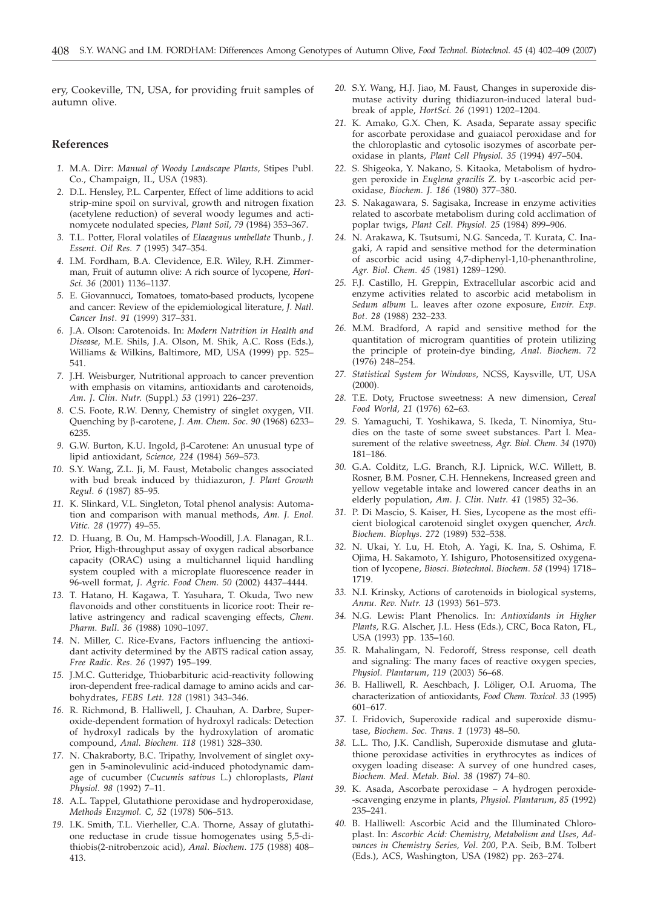ery, Cookeville, TN, USA, for providing fruit samples of autumn olive.

## References

1. M.A. Dirr: *Manual of Woody Landscape Plants,* Stipes Publ. Co., Champaign, IL, USA (1983).
2. D.L. Hensley, P.L. Carpenter, Effect of lime additions to acid strip-mine spoil on survival, growth and nitrogen fixation (acetylene reduction) of several woody legumes and actinomycete nodulated species, *Plant Soil*, *79* (1984) 353–367.
3. T.L. Potter, Floral volatiles of *Elaeagnus umbellate* Thunb., *J. Essent. Oil Res. 7* (1995) 347–354.
4. I.M. Fordham, B.A. Clevidence, E.R. Wiley, R.H. Zimmerman, Fruit of autumn olive: A rich source of lycopene, *HortSci. 36* (2001) 1136–1137.
5. E. Giovannucci, Tomatoes, tomato-based products, lycopene and cancer: Review of the epidemiological literature, *J. Natl. Cancer Inst*. *91* (1999) 317–331.
6. J.A. Olson: Carotenoids. In: *Modern Nutrition in Health and Disease,* M.E. Shils, J.A. Olson, M. Shik, A.C. Ross (Eds.), Williams & Wilkins, Baltimore, MD, USA (1999) pp. 525–541.
7. J.H. Weisburger, Nutritional approach to cancer prevention with emphasis on vitamins, antioxidants and carotenoids, *Am. J. Clin. Nutr.* (Suppl.) *53* (1991) 226–237.
8. C.S. Foote, R.W. Denny, Chemistry of singlet oxygen, VII. Quenching by β-carotene, *J. Am*. *Chem. Soc*. *90* (1968) 6233–6235.
9. G.W. Burton, K.U. Ingold, β-Carotene: An unusual type of lipid antioxidant, *Science, 224* (1984) 569–573.
10. S.Y. Wang, Z.L. Ji, M. Faust, Metabolic changes associated with bud break induced by thidiazuron, *J. Plant Growth Regul. 6* (1987) 85–95.
11. K. Slinkard, V.L. Singleton, Total phenol analysis: Automation and comparison with manual methods, *Am. J. Enol. Vitic. 28* (1977) 49–55.
12. D. Huang, B. Ou, M. Hampsch-Woodill, J.A. Flanagan, R.L. Prior, High-throughput assay of oxygen radical absorbance capacity (ORAC) using a multichannel liquid handling system coupled with a microplate fluorescence reader in 96-well format, *J. Agric. Food Chem. 50* (2002) 4437–4444.
13. T. Hatano, H. Kagawa, T. Yasuhara, T. Okuda, Two new flavonoids and other constituents in licorice root: Their relative astringency and radical scavenging effects, *Chem. Pharm. Bull. 36* (1988) 1090–1097.
14. N. Miller, C. Rice-Evans, Factors influencing the antioxidant activity determined by the ABTS radical cation assay, *Free Radic*. *Res*. *26* (1997) 195–199.
15. J.M.C. Gutteridge, Thiobarbituric acid-reactivity following iron-dependent free-radical damage to amino acids and carbohydrates, *FEBS Lett. 128* (1981) 343–346.
16. R. Richmond, B. Halliwell, J. Chauhan, A. Darbre, Superoxide-dependent formation of hydroxyl radicals: Detection of hydroxyl radicals by the hydroxylation of aromatic compound, *Anal. Biochem. 118* (1981) 328–330.
17. N. Chakraborty, B.C. Tripathy, Involvement of singlet oxygen in 5-aminolevulinic acid-induced photodynamic damage of cucumber (*Cucumis sativus* L.) chloroplasts, *Plant Physiol. 98* (1992) 7–11.
18. A.L. Tappel, Glutathione peroxidase and hydroperoxidase, *Methods Enzymol. C, 52* (1978) 506–513.
19. I.K. Smith, T.L. Vierheller, C.A. Thorne, Assay of glutathione reductase in crude tissue homogenates using 5,5-dithiobis(2-nitrobenzoic acid), *Anal*. *Biochem*. *175* (1988) 408–413.
20. S.Y. Wang, H.J. Jiao, M. Faust, Changes in superoxide dismutase activity during thidiazuron-induced lateral budbreak of apple, *HortSci*. *26* (1991) 1202–1204.
21. K. Amako, G.X. Chen, K. Asada, Separate assay specific for ascorbate peroxidase and guaiacol peroxidase and for the chloroplastic and cytosolic isozymes of ascorbate peroxidase in plants, *Plant Cell Physiol. 35* (1994) 497–504.
22. S. Shigeoka, Y. Nakano, S. Kitaoka, Metabolism of hydrogen peroxide in *Euglena gracilis* Z. by L-ascorbic acid peroxidase, *Biochem. J. 186* (1980) 377–380.
23. S. Nakagawara, S. Sagisaka, Increase in enzyme activities related to ascorbate metabolism during cold acclimation of poplar twigs, *Plant Cell*. *Physiol*. *25* (1984) 899–906.
24. N. Arakawa, K. Tsutsumi, N.G. Sanceda, T. Kurata, C. Inagaki, A rapid and sensitive method for the determination of ascorbic acid using 4,7-diphenyl-1,10-phenanthroline, *Agr. Biol. Chem. 45* (1981) 1289–1290.
25. F.J. Castillo, H. Greppin, Extracellular ascorbic acid and enzyme activities related to ascorbic acid metabolism in *Sedum album* L. leaves after ozone exposure, *Envir. Exp. Bot*. *28* (1988) 232–233.
26. M.M. Bradford, A rapid and sensitive method for the quantitation of microgram quantities of protein utilizing the principle of protein-dye binding, *Anal. Biochem. 72* (1976) 248–254.
27. *Statistical System for Windows*, NCSS, Kaysville, UT, USA (2000).
28. T.E. Doty, Fructose sweetness: A new dimension, *Cereal Food World, 21* (1976) 62–63.
29. S. Yamaguchi, T. Yoshikawa, S. Ikeda, T. Ninomiya, Studies on the taste of some sweet substances. Part I. Measurement of the relative sweetness, *Agr. Biol. Chem. 34* (1970) 181–186.
30. G.A. Colditz, L.G. Branch, R.J. Lipnick, W.C. Willett, B. Rosner, B.M. Posner, C.H. Hennekens, Increased green and yellow vegetable intake and lowered cancer deaths in an elderly population, *Am. J. Clin. Nutr. 41* (1985) 32–36.
31. P. Di Mascio, S. Kaiser, H. Sies, Lycopene as the most efficient biological carotenoid singlet oxygen quencher, *Arch. Biochem. Biophys*. *272* (1989) 532–538.
32. N. Ukai, Y. Lu, H. Etoh, A. Yagi, K. Ina, S. Oshima, F. Ojima, H. Sakamoto, Y. Ishiguro, Photosensitized oxygenation of lycopene, *Biosci*. *Biotechnol*. *Biochem*. *58* (1994) 1718–1719.
33. N.I. Krinsky, Actions of carotenoids in biological systems, *Annu*. *Rev. Nutr. 13* (1993) 561–573.
34. N.G. Lewis**:** Plant Phenolics. In: *Antioxidants in Higher Plants,* R.G. Alscher, J.L. Hess (Eds.), CRC, Boca Raton, FL, USA (1993) pp. 135**–**160.
35. R. Mahalingam, N. Fedoroff, Stress response, cell death and signaling: The many faces of reactive oxygen species, *Physiol. Plantarum*, *119* (2003) 56–68.
36. B. Halliwell, R. Aeschbach, J. Löliger, O.I. Aruoma, The characterization of antioxidants, *Food Chem. Toxicol. 33* (1995) 601–617.
37. I. Fridovich, Superoxide radical and superoxide dismutase, *Biochem. Soc. Trans. 1* (1973) 48–50.
38. L.L. Tho, J.K. Candlish, Superoxide dismutase and glutathione peroxidase activities in erythrocytes as indices of oxygen loading disease: A survey of one hundred cases, *Biochem. Med*. *Metab*. *Biol*. *38* (1987) 74–80.
39. K. Asada, Ascorbate peroxidase – A hydrogen peroxide-scavenging enzyme in plants, *Physiol. Plantarum*, *85* (1992) 235–241.
40. B. Halliwell: Ascorbic Acid and the Illuminated Chloroplast. In: *Ascorbic Acid: Chemistry, Metabolism and Uses*, *Advances in Chemistry Series, Vol. 200*, P.A. Seib, B.M. Tolbert (Eds.), ACS, Washington, USA (1982) pp. 263–274.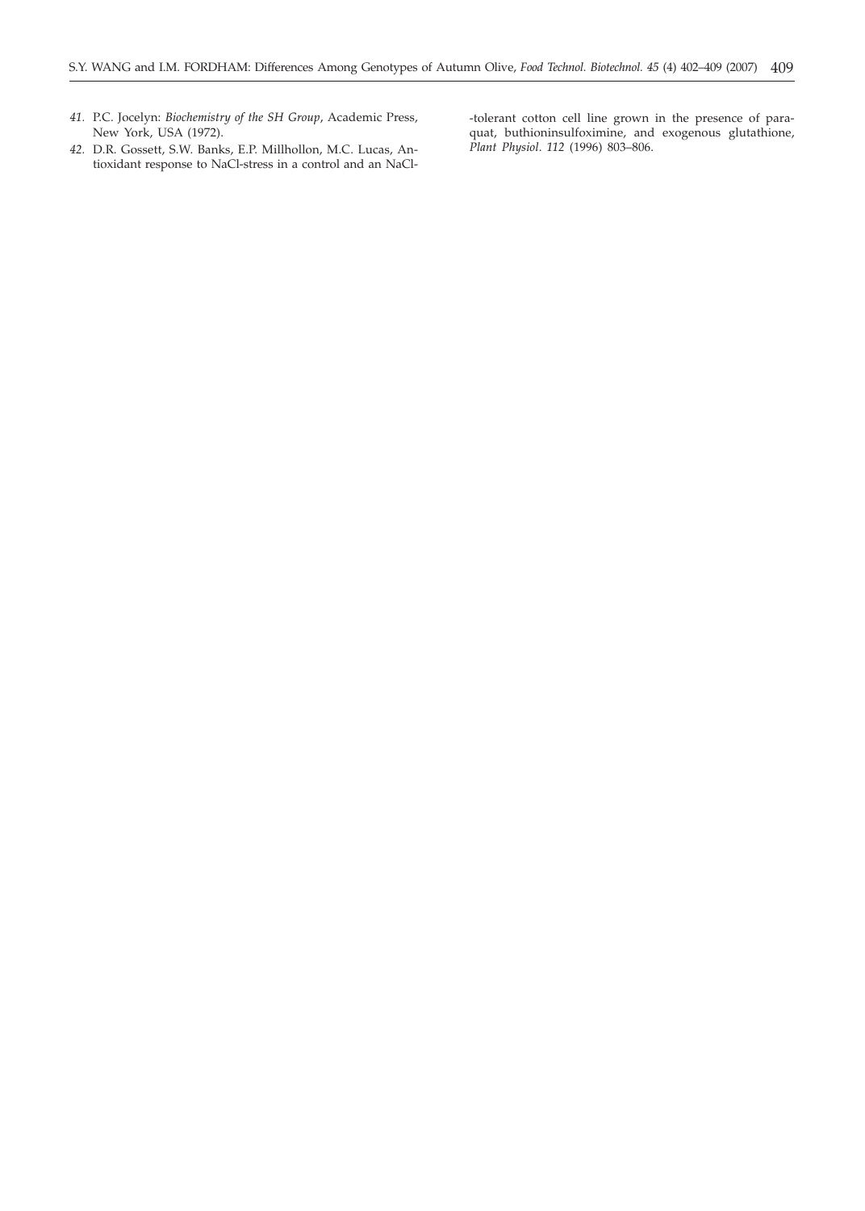41. P.C. Jocelyn: *Biochemistry of the SH Group*, Academic Press, New York, USA (1972).
42. D.R. Gossett, S.W. Banks, E.P. Millhollon, M.C. Lucas, Antioxidant response to NaCl-stress in a control and an NaCl-tolerant cotton cell line grown in the presence of paraquat, buthioninsulfoximine, and exogenous glutathione, *Plant Physiol*. *112* (1996) 803–806.